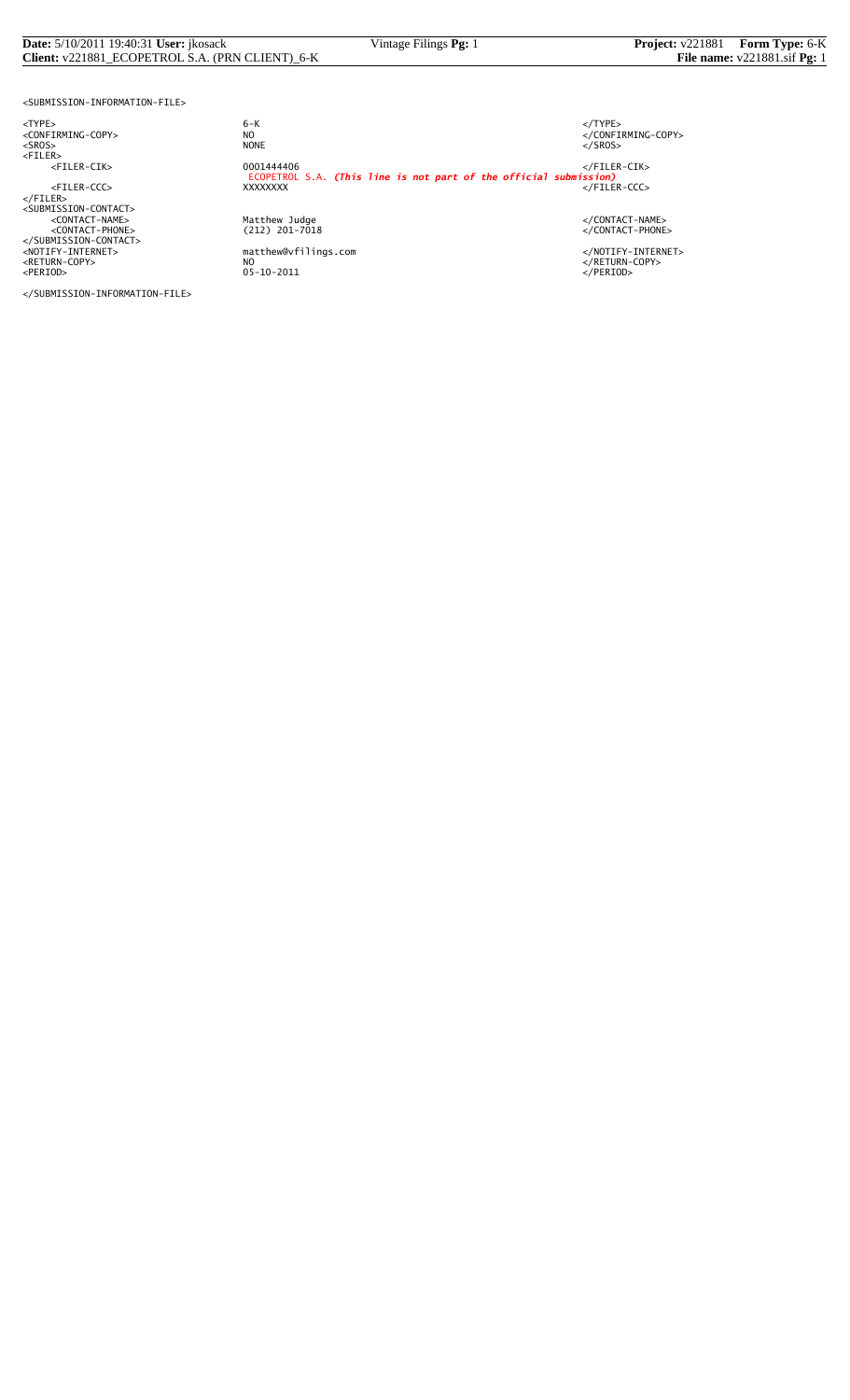```
<SUBMISSION-INFORMATION-FILE>

<TYPE>                          6-K                                                              </TYPE>
<CONFIRMING-COPY>               NO                                                               </CONFIRMING-COPY>
<SROS>                          NONE                                                             </SROS>
<FILER>
     <FILER-CIK>                0001444406                                                       </FILER-CIK>
                                ECOPETROL S.A. (This line is not part of the official submission)
     <FILER-CCC>                XXXXXXXX                                                         </FILER-CCC>
</FILER>
<SUBMISSION-CONTACT>
     <CONTACT-NAME>             Matthew Judge                                                    </CONTACT-NAME>
     <CONTACT-PHONE>            (212) 201-7018                                                   </CONTACT-PHONE>
</SUBMISSION-CONTACT>
<NOTIFY-INTERNET>               matthew@vfilings.com                                             </NOTIFY-INTERNET>
<RETURN-COPY>                   NO                                                               </RETURN-COPY>
<PERIOD>                        05-10-2011                                                       </PERIOD>

</SUBMISSION-INFORMATION-FILE>
```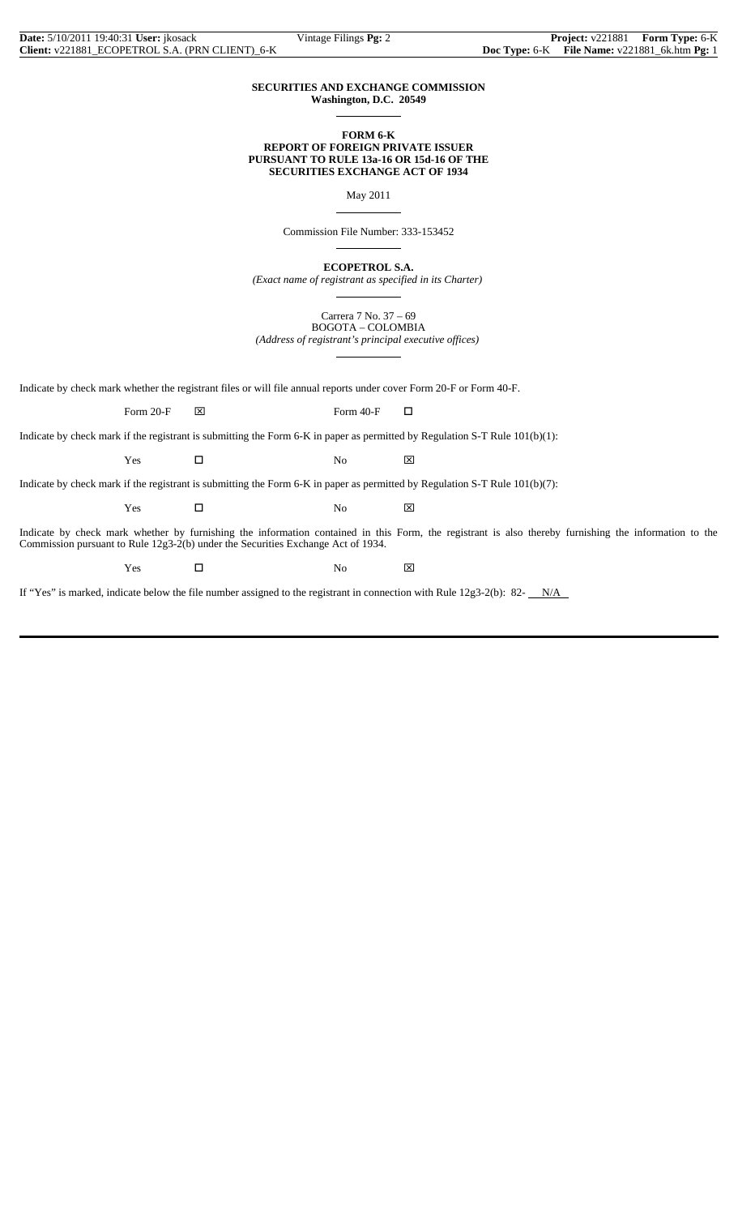**SECURITIES AND EXCHANGE COMMISSION**
**Washington, D.C. 20549**

**FORM 6-K**
**REPORT OF FOREIGN PRIVATE ISSUER**
**PURSUANT TO RULE 13a-16 OR 15d-16 OF THE**
**SECURITIES EXCHANGE ACT OF 1934**

May 2011

Commission File Number: 333-153452

**ECOPETROL S.A.**
*(Exact name of registrant as specified in its Charter)*

Carrera 7 No. 37 – 69
BOGOTA – COLOMBIA
*(Address of registrant's principal executive offices)*

Indicate by check mark whether the registrant files or will file annual reports under cover Form 20-F or Form 40-F.

Form 20-F ☒ Form 40-F ☐

Indicate by check mark if the registrant is submitting the Form 6-K in paper as permitted by Regulation S-T Rule 101(b)(1):

Yes ☐ No ☒

Indicate by check mark if the registrant is submitting the Form 6-K in paper as permitted by Regulation S-T Rule 101(b)(7):

Yes ☐ No ☒

Indicate by check mark whether by furnishing the information contained in this Form, the registrant is also thereby furnishing the information to the Commission pursuant to Rule 12g3-2(b) under the Securities Exchange Act of 1934.

Yes ☐ No ☒

If "Yes" is marked, indicate below the file number assigned to the registrant in connection with Rule 12g3-2(b): 82- N/A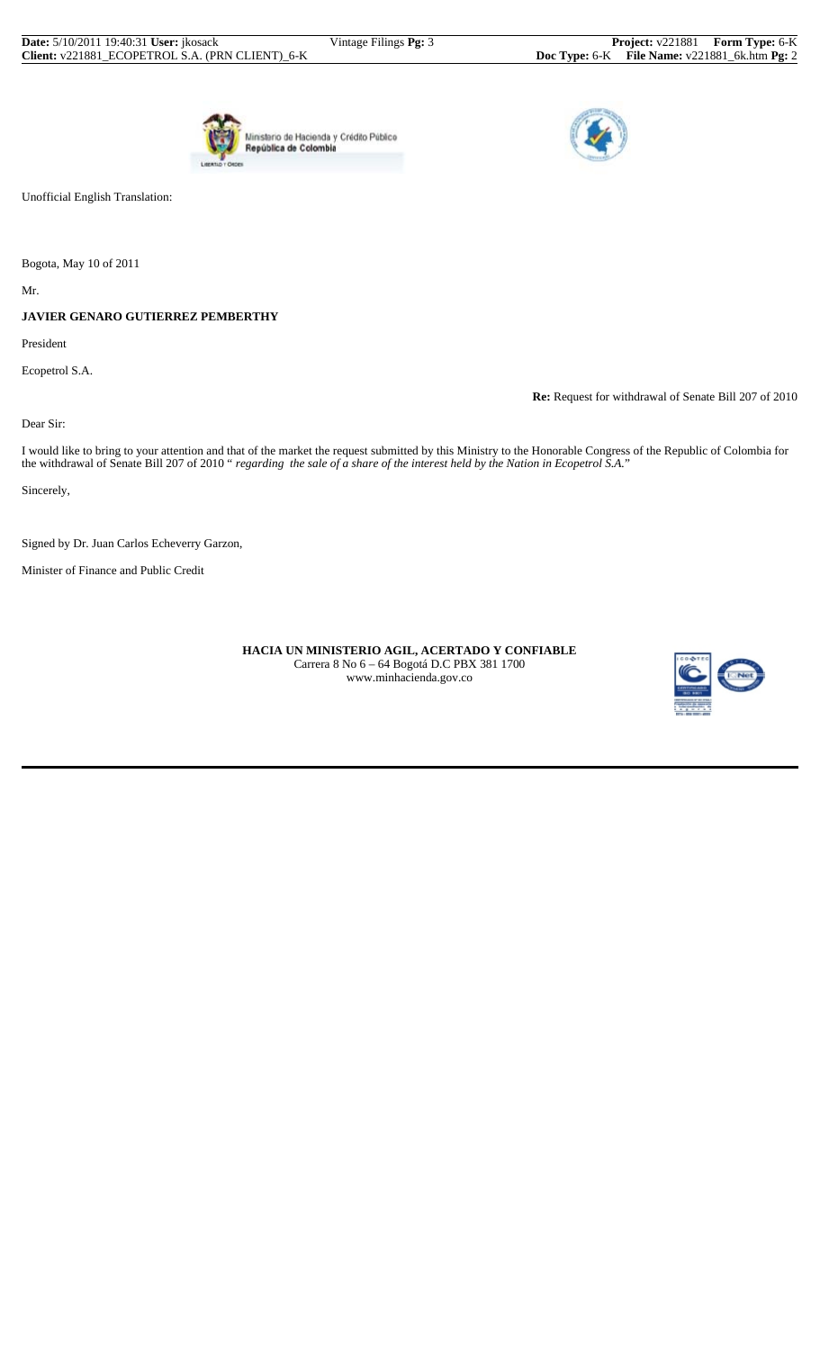Ministerio de Hacienda y Crédito Público
República de Colombia

Unofficial English Translation:

Bogota, May 10 of 2011

Mr.

**JAVIER GENARO GUTIERREZ PEMBERTHY**

President

Ecopetrol S.A.

**Re:** Request for withdrawal of Senate Bill 207 of 2010

Dear Sir:

I would like to bring to your attention and that of the market the request submitted by this Ministry to the Honorable Congress of the Republic of Colombia for the withdrawal of Senate Bill 207 of 2010 " *regarding the sale of a share of the interest held by the Nation in Ecopetrol S.A.*"

Sincerely,

Signed by Dr. Juan Carlos Echeverry Garzon,

Minister of Finance and Public Credit

**HACIA UN MINISTERIO AGIL, ACERTADO Y CONFIABLE**
Carrera 8 No 6 – 64 Bogotá D.C PBX 381 1700
www.minhacienda.gov.co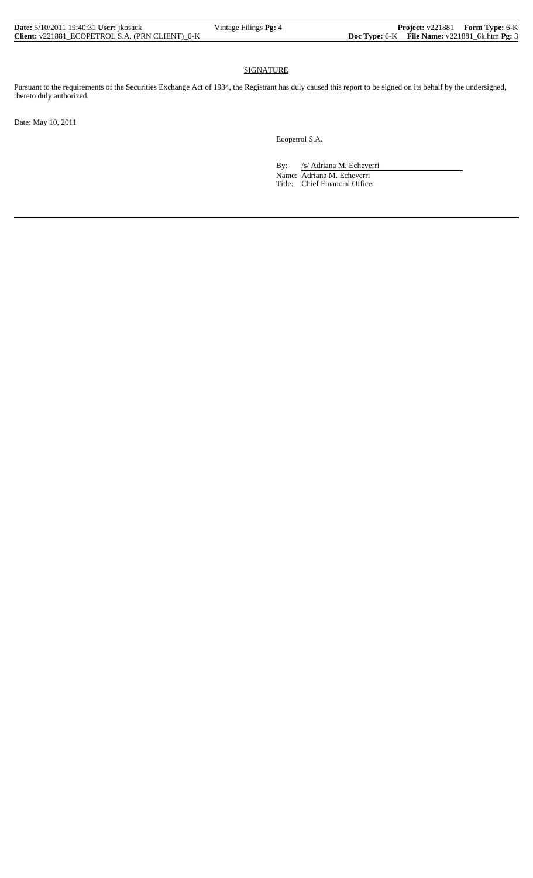## SIGNATURE

Pursuant to the requirements of the Securities Exchange Act of 1934, the Registrant has duly caused this report to be signed on its behalf by the undersigned, thereto duly authorized.

Date: May 10, 2011

Ecopetrol S.A.

By: /s/ Adriana M. Echeverri

Name: Adriana M. Echeverri

Title: Chief Financial Officer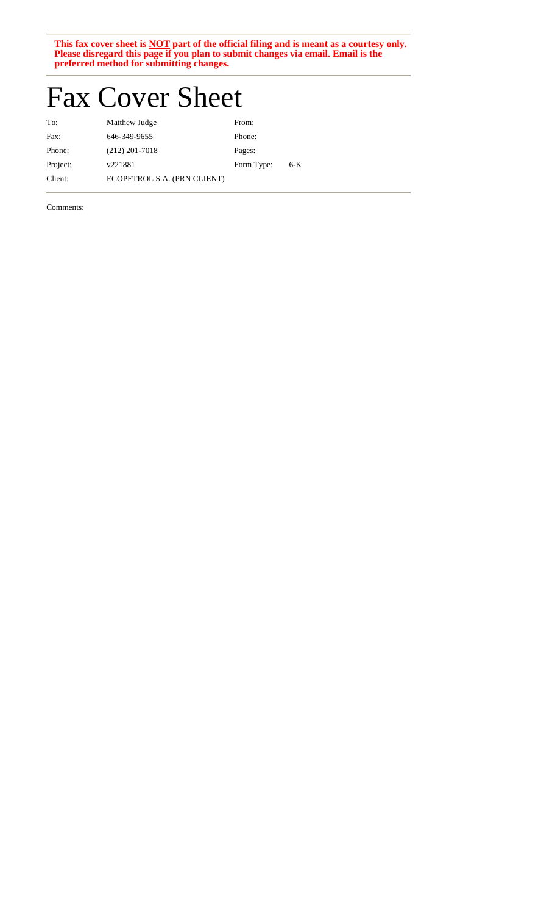**This fax cover sheet is NOT part of the official filing and is meant as a courtesy only. Please disregard this page if you plan to submit changes via email. Email is the preferred method for submitting changes.**

# Fax Cover Sheet

| | | | |
|---|---|---|---|
| To: | Matthew Judge | From: | |
| Fax: | 646-349-9655 | Phone: | |
| Phone: | (212) 201-7018 | Pages: | |
| Project: | v221881 | Form Type: | 6-K |
| Client: | ECOPETROL S.A. (PRN CLIENT) | | |

Comments: